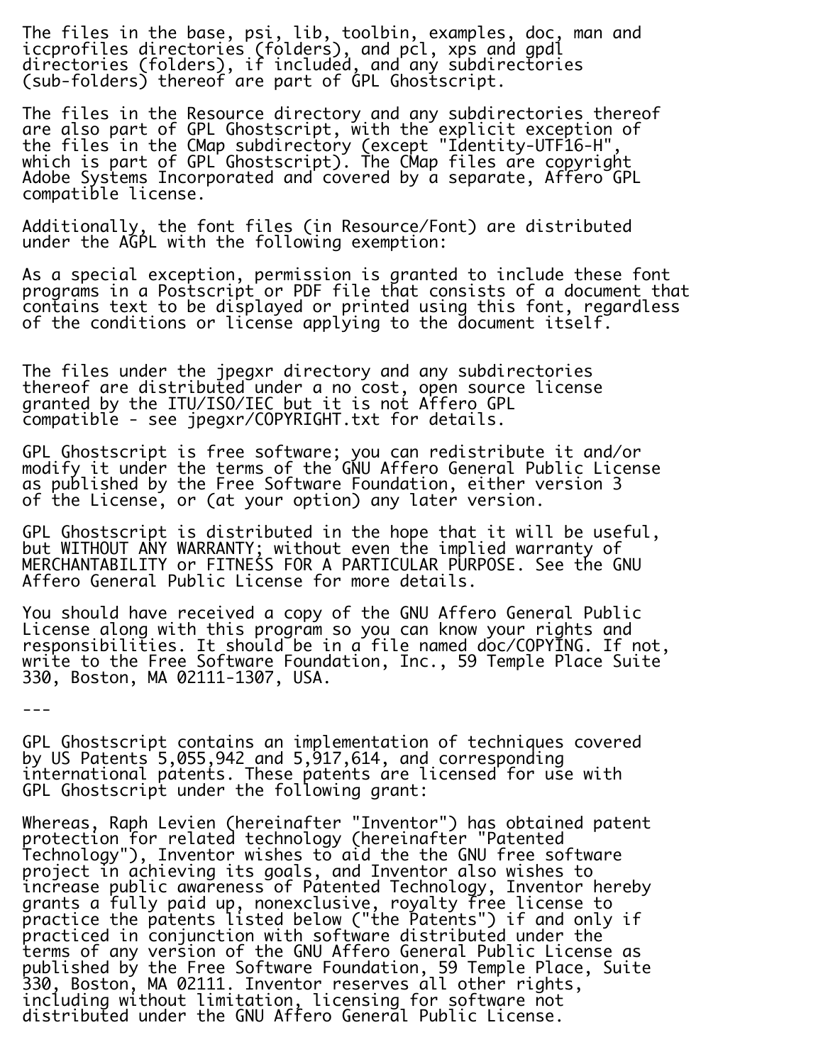The files in the base, psi, lib, toolbin, examples, doc, man and iccprofiles directories (folders), and pcl, xps and gpdl directories (folders), if included, and any subdirectories (sub-folders) thereof are part of GPL Ghostscript.

The files in the Resource directory and any subdirectories thereof are also part of GPL Ghostscript, with the explicit exception of the files in the CMap subdirectory (except "Identity-UTF16-H", which is part of GPL Ghostscript). The CMap files are copyright Adobe Systems Incorporated and covered by a separate, Affero GPL compatible license.

Additionally, the font files (in Resource/Font) are distributed under the AGPL with the following exemption:

As a special exception, permission is granted to include these font programs in a Postscript or PDF file that consists of a document that contains text to be displayed or printed using this font, regardless of the conditions or license applying to the document itself.

The files under the jpegxr directory and any subdirectories thereof are distributed under a no cost, open source license granted by the ITU/ISO/IEC but it is not Affero GPL compatible - see jpegxr/COPYRIGHT.txt for details.

GPL Ghostscript is free software; you can redistribute it and/or modify it under the terms of the GNU Affero General Public License as published by the Free Software Foundation, either version 3 of the License, or (at your option) any later version.

GPL Ghostscript is distributed in the hope that it will be useful, but WITHOUT ANY WARRANTY; without even the implied warranty of MERCHANTABILITY or FITNESS FOR A PARTICULAR PURPOSE. See the GNU Affero General Public License for more details.

You should have received a copy of the GNU Affero General Public License along with this program so you can know your rights and responsibilities. It should be in a file named doc/COPYING. If not, write to the Free Software Foundation, Inc., 59 Temple Place Suite 330, Boston, MA 02111-1307, USA.

---

GPL Ghostscript contains an implementation of techniques covered by US Patents 5,055,942 and 5,917,614, and corresponding international patents. These patents are licensed for use with GPL Ghostscript under the following grant:

Whereas, Raph Levien (hereinafter "Inventor") has obtained patent protection for related technology (hereinafter "Patented Technology"), Inventor wishes to aid the the GNU free software project in achieving its goals, and Inventor also wishes to increase public awareness of Patented Technology, Inventor hereby grants a fully paid up, nonexclusive, royalty free license to practice the patents listed below ("the Patents") if and only if practiced in conjunction with software distributed under the terms of any version of the GNU Affero General Public License as published by the Free Software Foundation, 59 Temple Place, Suite 330, Boston, MA 02111. Inventor reserves all other rights, including without limitation, licensing for software not distributed under the GNU Affero General Public License.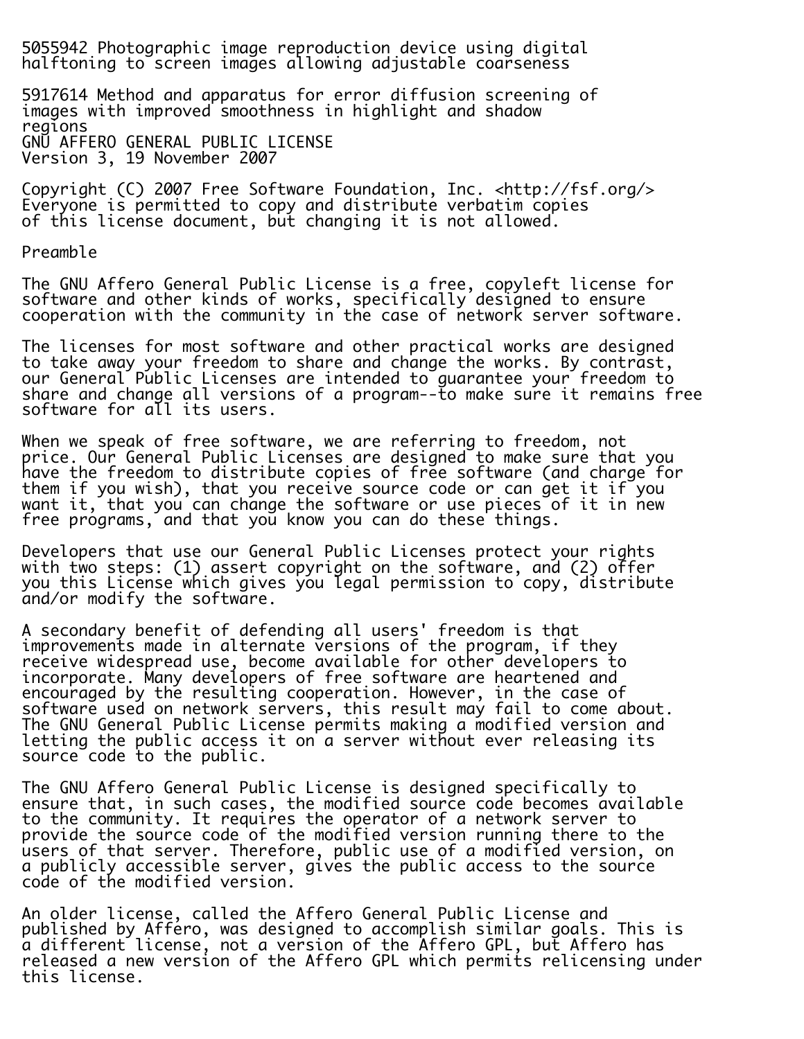5055942 Photographic image reproduction device using digital halftoning to screen images allowing adjustable coarseness

5917614 Method and apparatus for error diffusion screening of images with improved smoothness in highlight and shadow regions

GNU AFFERO GENERAL PUBLIC LICENSE
Version 3, 19 November 2007

Copyright (C) 2007 Free Software Foundation, Inc. <http://fsf.org/>
Everyone is permitted to copy and distribute verbatim copies of this license document, but changing it is not allowed.

Preamble

The GNU Affero General Public License is a free, copyleft license for software and other kinds of works, specifically designed to ensure cooperation with the community in the case of network server software.

The licenses for most software and other practical works are designed to take away your freedom to share and change the works. By contrast, our General Public Licenses are intended to guarantee your freedom to share and change all versions of a program--to make sure it remains free software for all its users.

When we speak of free software, we are referring to freedom, not price. Our General Public Licenses are designed to make sure that you have the freedom to distribute copies of free software (and charge for them if you wish), that you receive source code or can get it if you want it, that you can change the software or use pieces of it in new free programs, and that you know you can do these things.

Developers that use our General Public Licenses protect your rights with two steps: (1) assert copyright on the software, and (2) offer you this License which gives you legal permission to copy, distribute and/or modify the software.

A secondary benefit of defending all users' freedom is that improvements made in alternate versions of the program, if they receive widespread use, become available for other developers to incorporate. Many developers of free software are heartened and encouraged by the resulting cooperation. However, in the case of software used on network servers, this result may fail to come about. The GNU General Public License permits making a modified version and letting the public access it on a server without ever releasing its source code to the public.

The GNU Affero General Public License is designed specifically to ensure that, in such cases, the modified source code becomes available to the community. It requires the operator of a network server to provide the source code of the modified version running there to the users of that server. Therefore, public use of a modified version, on a publicly accessible server, gives the public access to the source code of the modified version.

An older license, called the Affero General Public License and published by Affero, was designed to accomplish similar goals. This is a different license, not a version of the Affero GPL, but Affero has released a new version of the Affero GPL which permits relicensing under this license.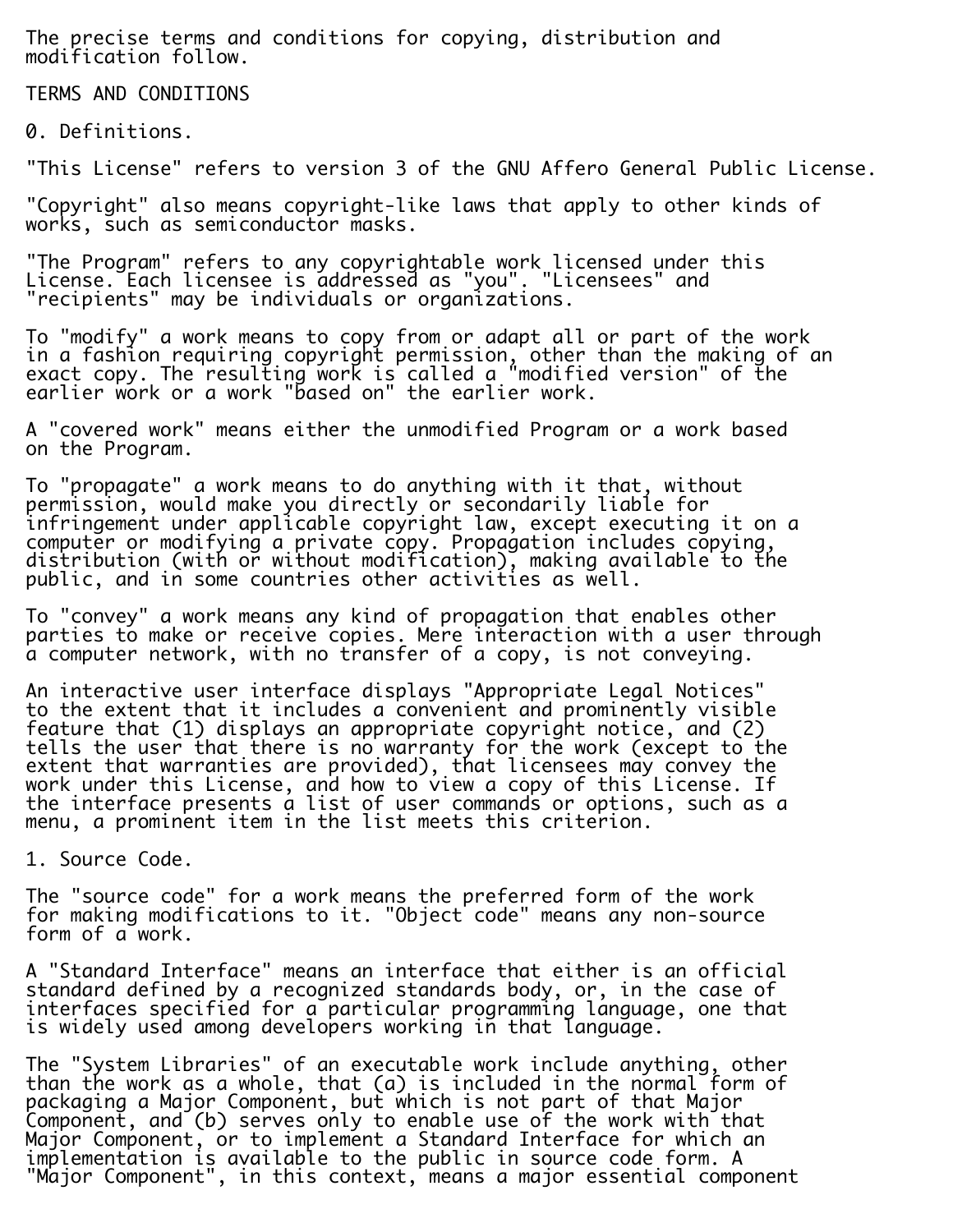The precise terms and conditions for copying, distribution and modification follow.

TERMS AND CONDITIONS

0. Definitions.

"This License" refers to version 3 of the GNU Affero General Public License.

"Copyright" also means copyright-like laws that apply to other kinds of works, such as semiconductor masks.

"The Program" refers to any copyrightable work licensed under this License. Each licensee is addressed as "you". "Licensees" and "recipients" may be individuals or organizations.

To "modify" a work means to copy from or adapt all or part of the work in a fashion requiring copyright permission, other than the making of an exact copy. The resulting work is called a "modified version" of the earlier work or a work "based on" the earlier work.

A "covered work" means either the unmodified Program or a work based on the Program.

To "propagate" a work means to do anything with it that, without permission, would make you directly or secondarily liable for infringement under applicable copyright law, except executing it on a computer or modifying a private copy. Propagation includes copying, distribution (with or without modification), making available to the public, and in some countries other activities as well.

To "convey" a work means any kind of propagation that enables other parties to make or receive copies. Mere interaction with a user through a computer network, with no transfer of a copy, is not conveying.

An interactive user interface displays "Appropriate Legal Notices" to the extent that it includes a convenient and prominently visible feature that (1) displays an appropriate copyright notice, and (2) tells the user that there is no warranty for the work (except to the extent that warranties are provided), that licensees may convey the work under this License, and how to view a copy of this License. If the interface presents a list of user commands or options, such as a menu, a prominent item in the list meets this criterion.

1. Source Code.

The "source code" for a work means the preferred form of the work for making modifications to it. "Object code" means any non-source form of a work.

A "Standard Interface" means an interface that either is an official standard defined by a recognized standards body, or, in the case of interfaces specified for a particular programming language, one that is widely used among developers working in that language.

The "System Libraries" of an executable work include anything, other than the work as a whole, that (a) is included in the normal form of packaging a Major Component, but which is not part of that Major Component, and (b) serves only to enable use of the work with that Major Component, or to implement a Standard Interface for which an implementation is available to the public in source code form. A "Major Component", in this context, means a major essential component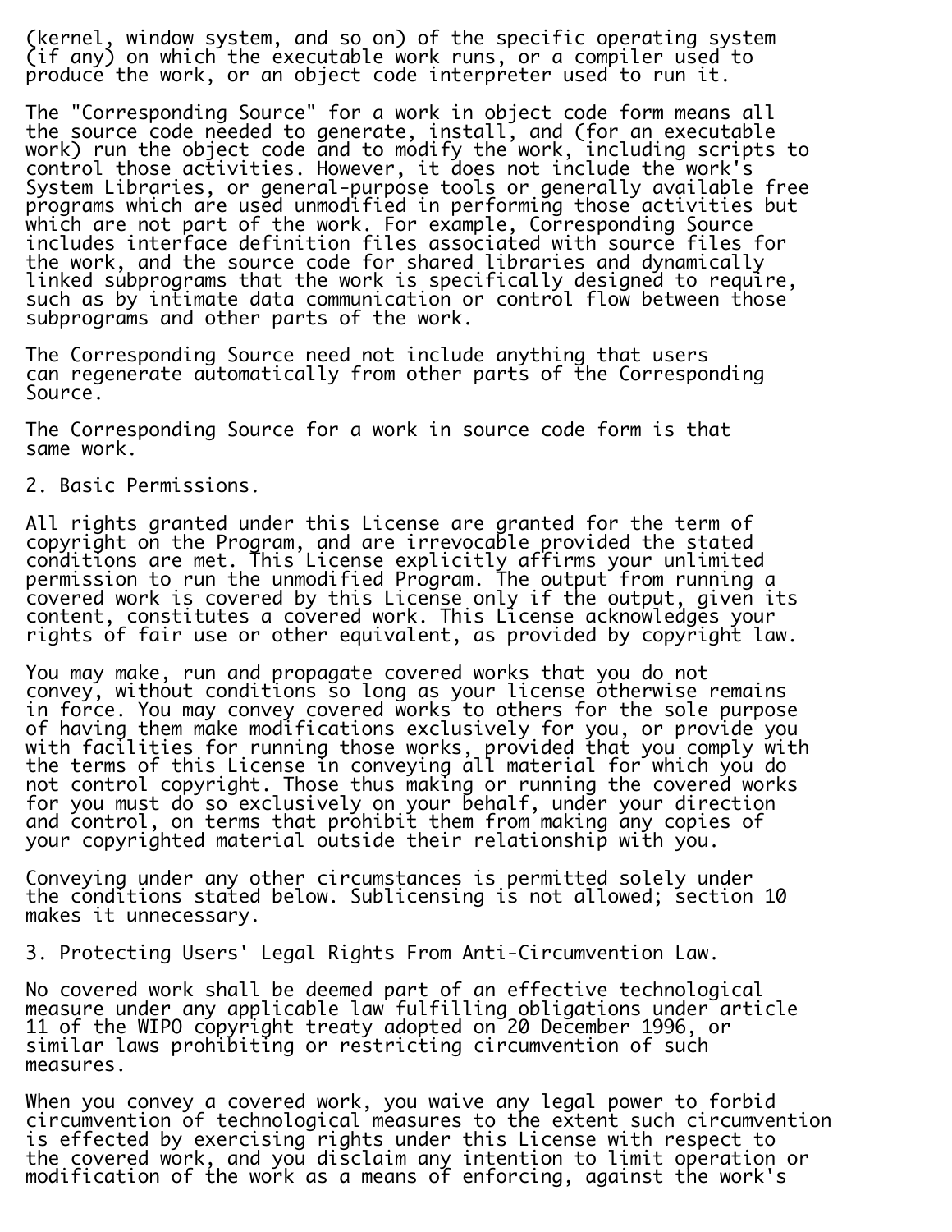(kernel, window system, and so on) of the specific operating system (if any) on which the executable work runs, or a compiler used to produce the work, or an object code interpreter used to run it.

The "Corresponding Source" for a work in object code form means all the source code needed to generate, install, and (for an executable work) run the object code and to modify the work, including scripts to control those activities. However, it does not include the work's System Libraries, or general-purpose tools or generally available free programs which are used unmodified in performing those activities but which are not part of the work. For example, Corresponding Source includes interface definition files associated with source files for the work, and the source code for shared libraries and dynamically linked subprograms that the work is specifically designed to require, such as by intimate data communication or control flow between those subprograms and other parts of the work.

The Corresponding Source need not include anything that users can regenerate automatically from other parts of the Corresponding Source.

The Corresponding Source for a work in source code form is that same work.

## 2. Basic Permissions.

All rights granted under this License are granted for the term of copyright on the Program, and are irrevocable provided the stated conditions are met. This License explicitly affirms your unlimited permission to run the unmodified Program. The output from running a covered work is covered by this License only if the output, given its content, constitutes a covered work. This License acknowledges your rights of fair use or other equivalent, as provided by copyright law.

You may make, run and propagate covered works that you do not convey, without conditions so long as your license otherwise remains in force. You may convey covered works to others for the sole purpose of having them make modifications exclusively for you, or provide you with facilities for running those works, provided that you comply with the terms of this License in conveying all material for which you do not control copyright. Those thus making or running the covered works for you must do so exclusively on your behalf, under your direction and control, on terms that prohibit them from making any copies of your copyrighted material outside their relationship with you.

Conveying under any other circumstances is permitted solely under the conditions stated below. Sublicensing is not allowed; section 10 makes it unnecessary.

## 3. Protecting Users' Legal Rights From Anti-Circumvention Law.

No covered work shall be deemed part of an effective technological measure under any applicable law fulfilling obligations under article 11 of the WIPO copyright treaty adopted on 20 December 1996, or similar laws prohibiting or restricting circumvention of such measures.

When you convey a covered work, you waive any legal power to forbid circumvention of technological measures to the extent such circumvention is effected by exercising rights under this License with respect to the covered work, and you disclaim any intention to limit operation or modification of the work as a means of enforcing, against the work's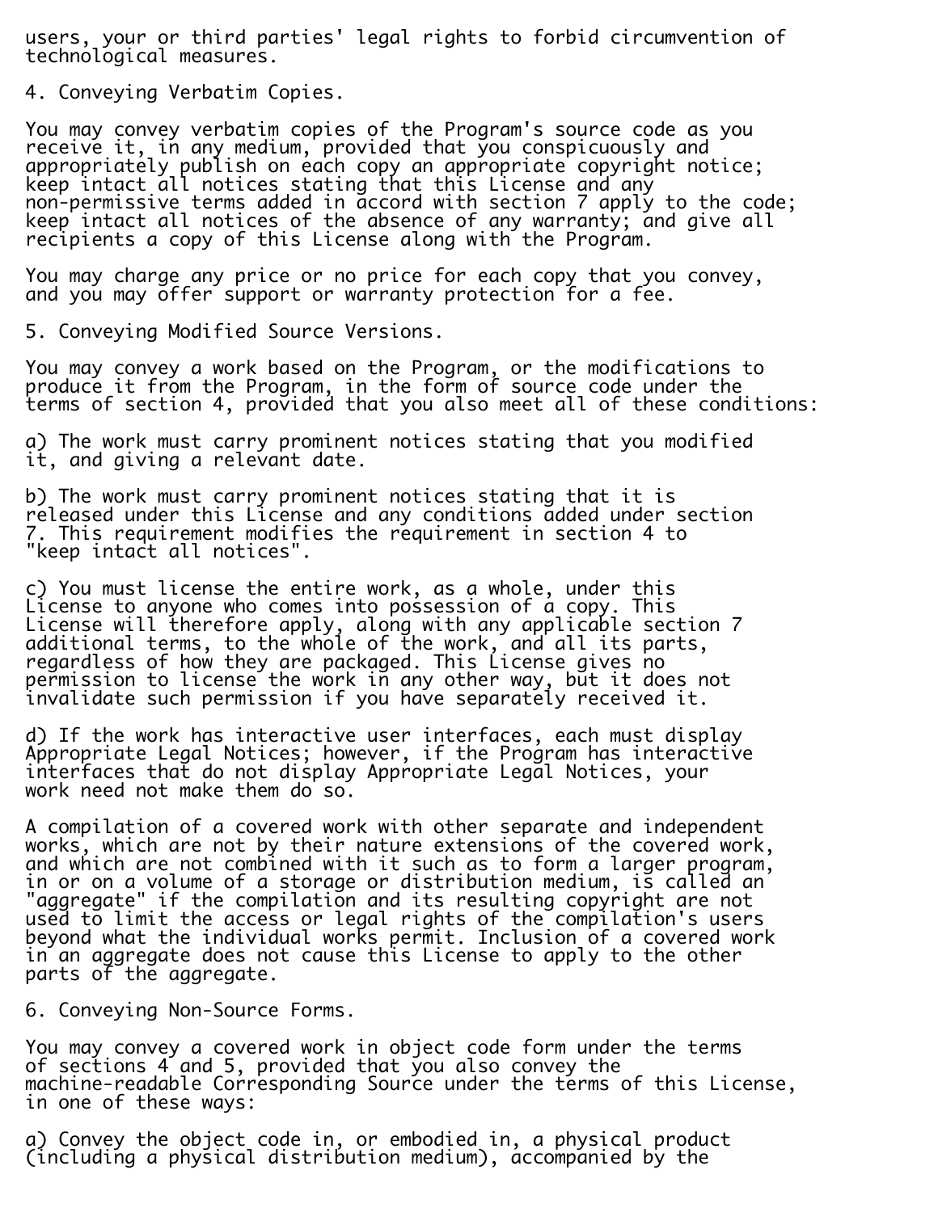users, your or third parties' legal rights to forbid circumvention of technological measures.

## 4. Conveying Verbatim Copies.

You may convey verbatim copies of the Program's source code as you receive it, in any medium, provided that you conspicuously and appropriately publish on each copy an appropriate copyright notice; keep intact all notices stating that this License and any non-permissive terms added in accord with section 7 apply to the code; keep intact all notices of the absence of any warranty; and give all recipients a copy of this License along with the Program.

You may charge any price or no price for each copy that you convey, and you may offer support or warranty protection for a fee.

## 5. Conveying Modified Source Versions.

You may convey a work based on the Program, or the modifications to produce it from the Program, in the form of source code under the terms of section 4, provided that you also meet all of these conditions:

a) The work must carry prominent notices stating that you modified it, and giving a relevant date.

b) The work must carry prominent notices stating that it is released under this License and any conditions added under section 7. This requirement modifies the requirement in section 4 to "keep intact all notices".

c) You must license the entire work, as a whole, under this License to anyone who comes into possession of a copy. This License will therefore apply, along with any applicable section 7 additional terms, to the whole of the work, and all its parts, regardless of how they are packaged. This License gives no permission to license the work in any other way, but it does not invalidate such permission if you have separately received it.

d) If the work has interactive user interfaces, each must display Appropriate Legal Notices; however, if the Program has interactive interfaces that do not display Appropriate Legal Notices, your work need not make them do so.

A compilation of a covered work with other separate and independent works, which are not by their nature extensions of the covered work, and which are not combined with it such as to form a larger program, in or on a volume of a storage or distribution medium, is called an "aggregate" if the compilation and its resulting copyright are not used to limit the access or legal rights of the compilation's users beyond what the individual works permit. Inclusion of a covered work in an aggregate does not cause this License to apply to the other parts of the aggregate.

## 6. Conveying Non-Source Forms.

You may convey a covered work in object code form under the terms of sections 4 and 5, provided that you also convey the machine-readable Corresponding Source under the terms of this License, in one of these ways:

a) Convey the object code in, or embodied in, a physical product (including a physical distribution medium), accompanied by the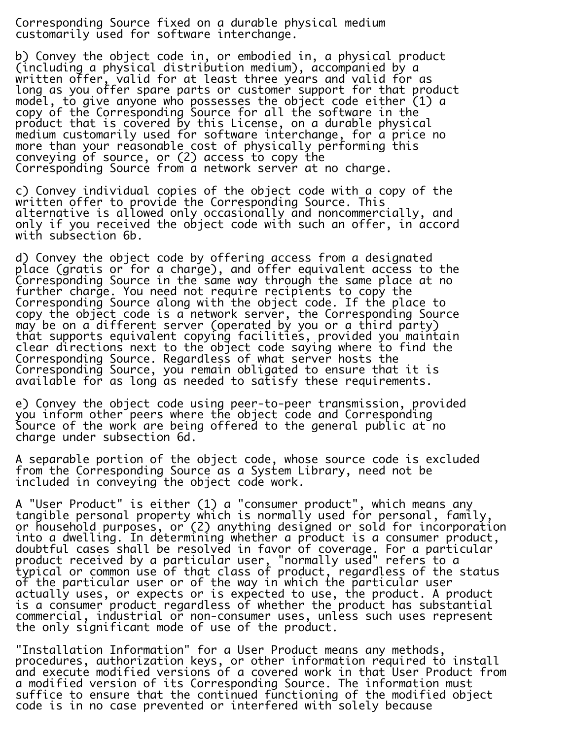Corresponding Source fixed on a durable physical medium customarily used for software interchange.

b) Convey the object code in, or embodied in, a physical product (including a physical distribution medium), accompanied by a written offer, valid for at least three years and valid for as long as you offer spare parts or customer support for that product model, to give anyone who possesses the object code either (1) a copy of the Corresponding Source for all the software in the product that is covered by this License, on a durable physical medium customarily used for software interchange, for a price no more than your reasonable cost of physically performing this conveying of source, or (2) access to copy the Corresponding Source from a network server at no charge.

c) Convey individual copies of the object code with a copy of the written offer to provide the Corresponding Source. This alternative is allowed only occasionally and noncommercially, and only if you received the object code with such an offer, in accord with subsection 6b.

d) Convey the object code by offering access from a designated place (gratis or for a charge), and offer equivalent access to the Corresponding Source in the same way through the same place at no further charge. You need not require recipients to copy the Corresponding Source along with the object code. If the place to copy the object code is a network server, the Corresponding Source may be on a different server (operated by you or a third party) that supports equivalent copying facilities, provided you maintain clear directions next to the object code saying where to find the Corresponding Source. Regardless of what server hosts the Corresponding Source, you remain obligated to ensure that it is available for as long as needed to satisfy these requirements.

e) Convey the object code using peer-to-peer transmission, provided you inform other peers where the object code and Corresponding Source of the work are being offered to the general public at no charge under subsection 6d.

A separable portion of the object code, whose source code is excluded from the Corresponding Source as a System Library, need not be included in conveying the object code work.

A "User Product" is either (1) a "consumer product", which means any tangible personal property which is normally used for personal, family, or household purposes, or (2) anything designed or sold for incorporation into a dwelling. In determining whether a product is a consumer product, doubtful cases shall be resolved in favor of coverage. For a particular product received by a particular user, "normally used" refers to a typical or common use of that class of product, regardless of the status of the particular user or of the way in which the particular user actually uses, or expects or is expected to use, the product. A product is a consumer product regardless of whether the product has substantial commercial, industrial or non-consumer uses, unless such uses represent the only significant mode of use of the product.

"Installation Information" for a User Product means any methods, procedures, authorization keys, or other information required to install and execute modified versions of a covered work in that User Product from a modified version of its Corresponding Source. The information must suffice to ensure that the continued functioning of the modified object code is in no case prevented or interfered with solely because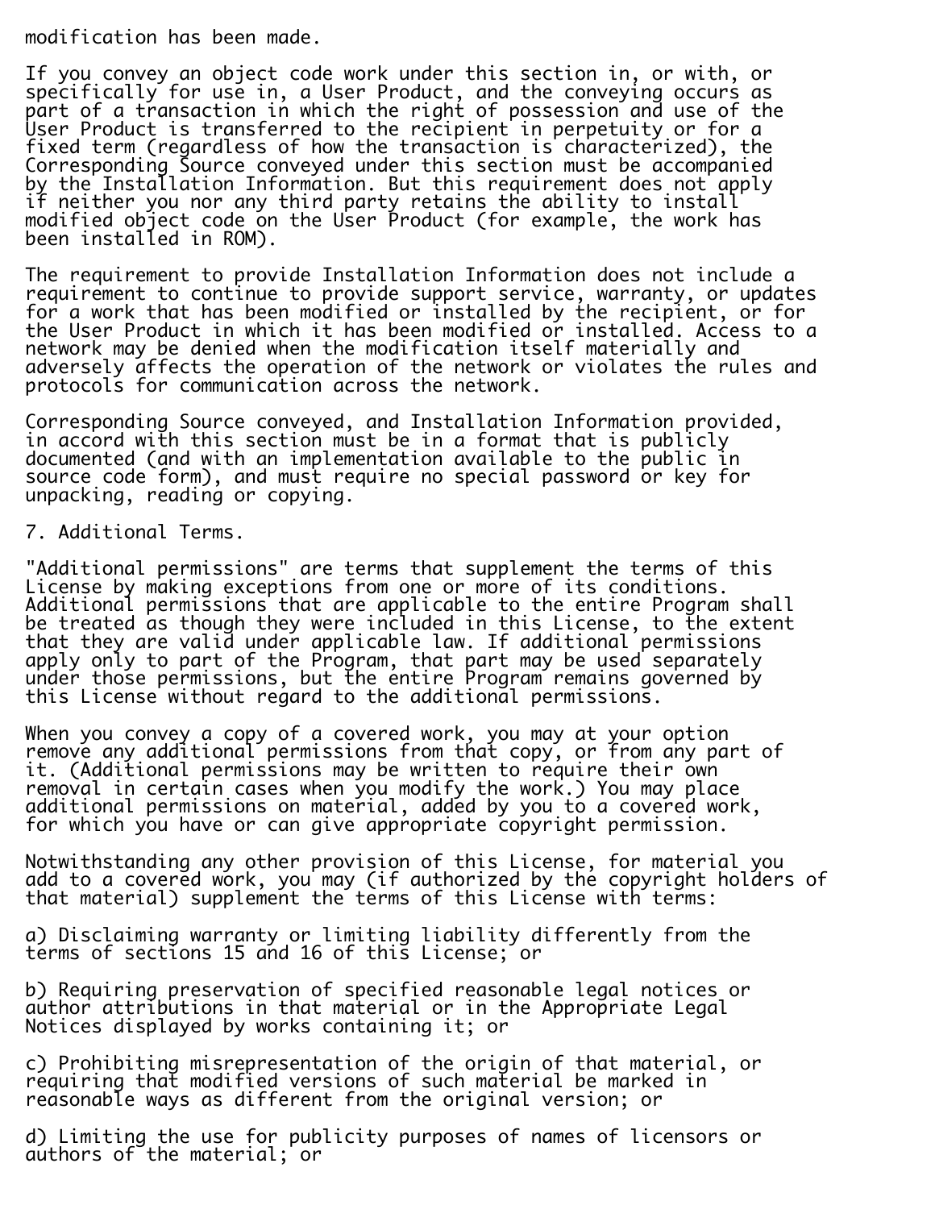modification has been made.

If you convey an object code work under this section in, or with, or specifically for use in, a User Product, and the conveying occurs as part of a transaction in which the right of possession and use of the User Product is transferred to the recipient in perpetuity or for a fixed term (regardless of how the transaction is characterized), the Corresponding Source conveyed under this section must be accompanied by the Installation Information. But this requirement does not apply if neither you nor any third party retains the ability to install modified object code on the User Product (for example, the work has been installed in ROM).

The requirement to provide Installation Information does not include a requirement to continue to provide support service, warranty, or updates for a work that has been modified or installed by the recipient, or for the User Product in which it has been modified or installed. Access to a network may be denied when the modification itself materially and adversely affects the operation of the network or violates the rules and protocols for communication across the network.

Corresponding Source conveyed, and Installation Information provided, in accord with this section must be in a format that is publicly documented (and with an implementation available to the public in source code form), and must require no special password or key for unpacking, reading or copying.

7. Additional Terms.

"Additional permissions" are terms that supplement the terms of this License by making exceptions from one or more of its conditions. Additional permissions that are applicable to the entire Program shall be treated as though they were included in this License, to the extent that they are valid under applicable law. If additional permissions apply only to part of the Program, that part may be used separately under those permissions, but the entire Program remains governed by this License without regard to the additional permissions.

When you convey a copy of a covered work, you may at your option remove any additional permissions from that copy, or from any part of it. (Additional permissions may be written to require their own removal in certain cases when you modify the work.) You may place additional permissions on material, added by you to a covered work, for which you have or can give appropriate copyright permission.

Notwithstanding any other provision of this License, for material you add to a covered work, you may (if authorized by the copyright holders of that material) supplement the terms of this License with terms:

a) Disclaiming warranty or limiting liability differently from the terms of sections 15 and 16 of this License; or

b) Requiring preservation of specified reasonable legal notices or author attributions in that material or in the Appropriate Legal Notices displayed by works containing it; or

c) Prohibiting misrepresentation of the origin of that material, or requiring that modified versions of such material be marked in reasonable ways as different from the original version; or

d) Limiting the use for publicity purposes of names of licensors or authors of the material; or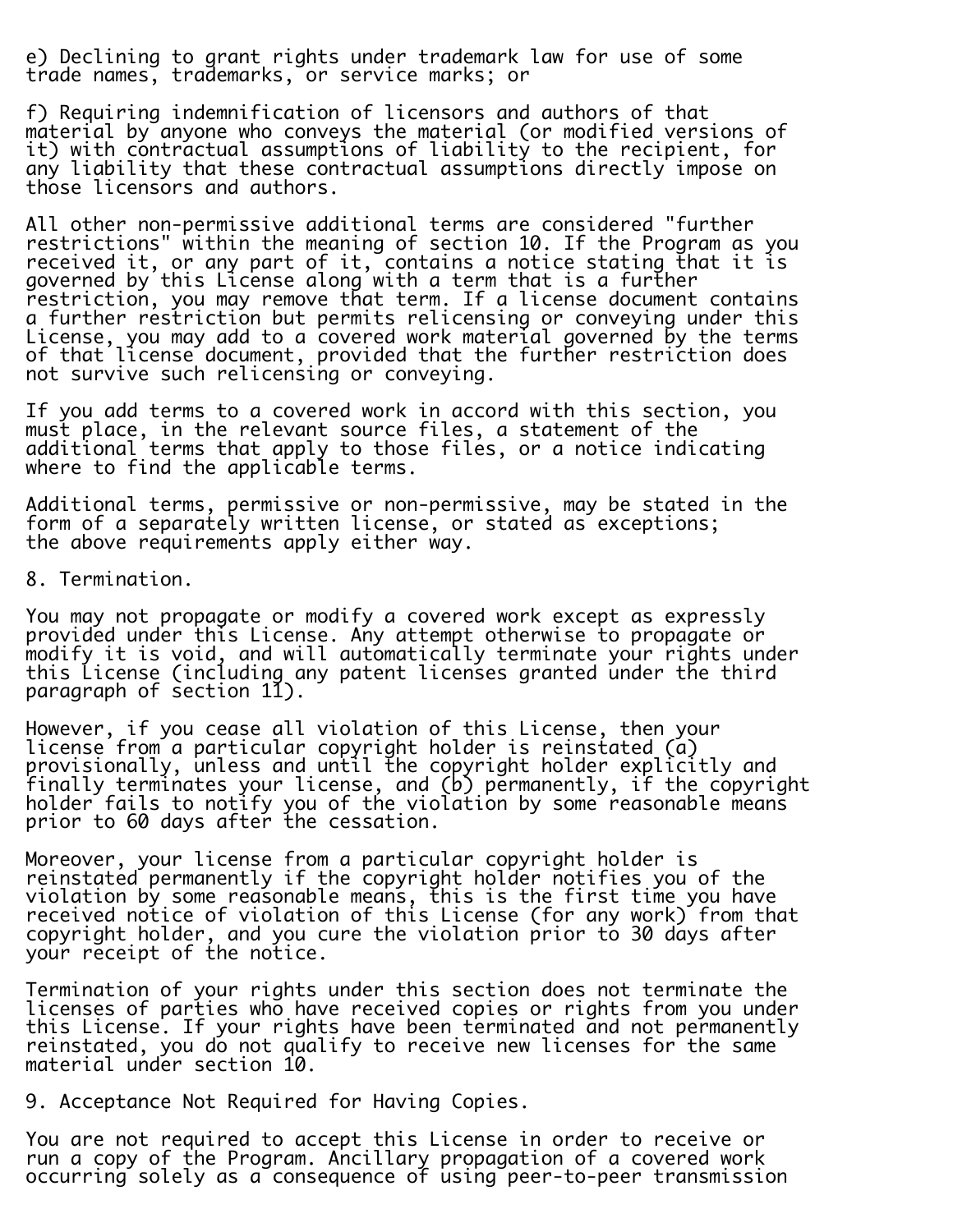e) Declining to grant rights under trademark law for use of some trade names, trademarks, or service marks; or

f) Requiring indemnification of licensors and authors of that material by anyone who conveys the material (or modified versions of it) with contractual assumptions of liability to the recipient, for any liability that these contractual assumptions directly impose on those licensors and authors.

All other non-permissive additional terms are considered "further restrictions" within the meaning of section 10. If the Program as you received it, or any part of it, contains a notice stating that it is governed by this License along with a term that is a further restriction, you may remove that term. If a license document contains a further restriction but permits relicensing or conveying under this License, you may add to a covered work material governed by the terms of that license document, provided that the further restriction does not survive such relicensing or conveying.

If you add terms to a covered work in accord with this section, you must place, in the relevant source files, a statement of the additional terms that apply to those files, or a notice indicating where to find the applicable terms.

Additional terms, permissive or non-permissive, may be stated in the form of a separately written license, or stated as exceptions; the above requirements apply either way.

8. Termination.

You may not propagate or modify a covered work except as expressly provided under this License. Any attempt otherwise to propagate or modify it is void, and will automatically terminate your rights under this License (including any patent licenses granted under the third paragraph of section 11).

However, if you cease all violation of this License, then your license from a particular copyright holder is reinstated (a) provisionally, unless and until the copyright holder explicitly and finally terminates your license, and (b) permanently, if the copyright holder fails to notify you of the violation by some reasonable means prior to 60 days after the cessation.

Moreover, your license from a particular copyright holder is reinstated permanently if the copyright holder notifies you of the violation by some reasonable means, this is the first time you have received notice of violation of this License (for any work) from that copyright holder, and you cure the violation prior to 30 days after your receipt of the notice.

Termination of your rights under this section does not terminate the licenses of parties who have received copies or rights from you under this License. If your rights have been terminated and not permanently reinstated, you do not qualify to receive new licenses for the same material under section 10.

9. Acceptance Not Required for Having Copies.

You are not required to accept this License in order to receive or run a copy of the Program. Ancillary propagation of a covered work occurring solely as a consequence of using peer-to-peer transmission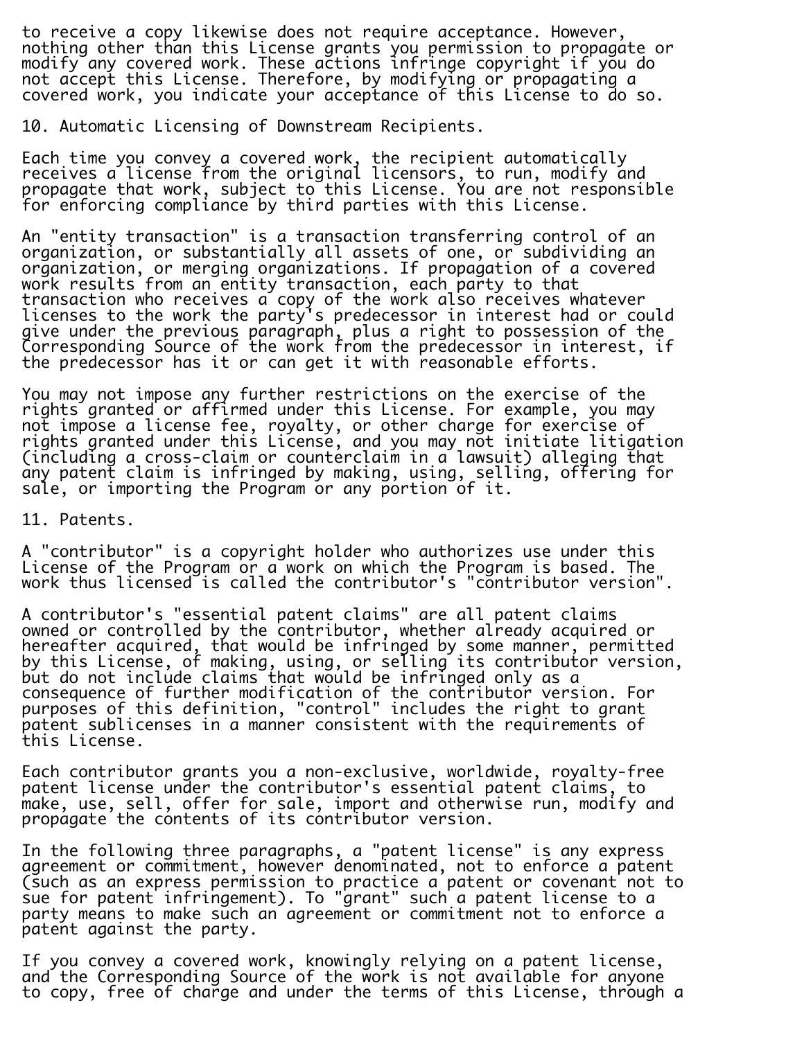to receive a copy likewise does not require acceptance. However, nothing other than this License grants you permission to propagate or modify any covered work. These actions infringe copyright if you do not accept this License. Therefore, by modifying or propagating a covered work, you indicate your acceptance of this License to do so.

## 10. Automatic Licensing of Downstream Recipients.

Each time you convey a covered work, the recipient automatically receives a license from the original licensors, to run, modify and propagate that work, subject to this License. You are not responsible for enforcing compliance by third parties with this License.

An "entity transaction" is a transaction transferring control of an organization, or substantially all assets of one, or subdividing an organization, or merging organizations. If propagation of a covered work results from an entity transaction, each party to that transaction who receives a copy of the work also receives whatever licenses to the work the party's predecessor in interest had or could give under the previous paragraph, plus a right to possession of the Corresponding Source of the work from the predecessor in interest, if the predecessor has it or can get it with reasonable efforts.

You may not impose any further restrictions on the exercise of the rights granted or affirmed under this License. For example, you may not impose a license fee, royalty, or other charge for exercise of rights granted under this License, and you may not initiate litigation (including a cross-claim or counterclaim in a lawsuit) alleging that any patent claim is infringed by making, using, selling, offering for sale, or importing the Program or any portion of it.

## 11. Patents.

A "contributor" is a copyright holder who authorizes use under this License of the Program or a work on which the Program is based. The work thus licensed is called the contributor's "contributor version".

A contributor's "essential patent claims" are all patent claims owned or controlled by the contributor, whether already acquired or hereafter acquired, that would be infringed by some manner, permitted by this License, of making, using, or selling its contributor version, but do not include claims that would be infringed only as a consequence of further modification of the contributor version. For purposes of this definition, "control" includes the right to grant patent sublicenses in a manner consistent with the requirements of this License.

Each contributor grants you a non-exclusive, worldwide, royalty-free patent license under the contributor's essential patent claims, to make, use, sell, offer for sale, import and otherwise run, modify and propagate the contents of its contributor version.

In the following three paragraphs, a "patent license" is any express agreement or commitment, however denominated, not to enforce a patent (such as an express permission to practice a patent or covenant not to sue for patent infringement). To "grant" such a patent license to a party means to make such an agreement or commitment not to enforce a patent against the party.

If you convey a covered work, knowingly relying on a patent license, and the Corresponding Source of the work is not available for anyone to copy, free of charge and under the terms of this License, through a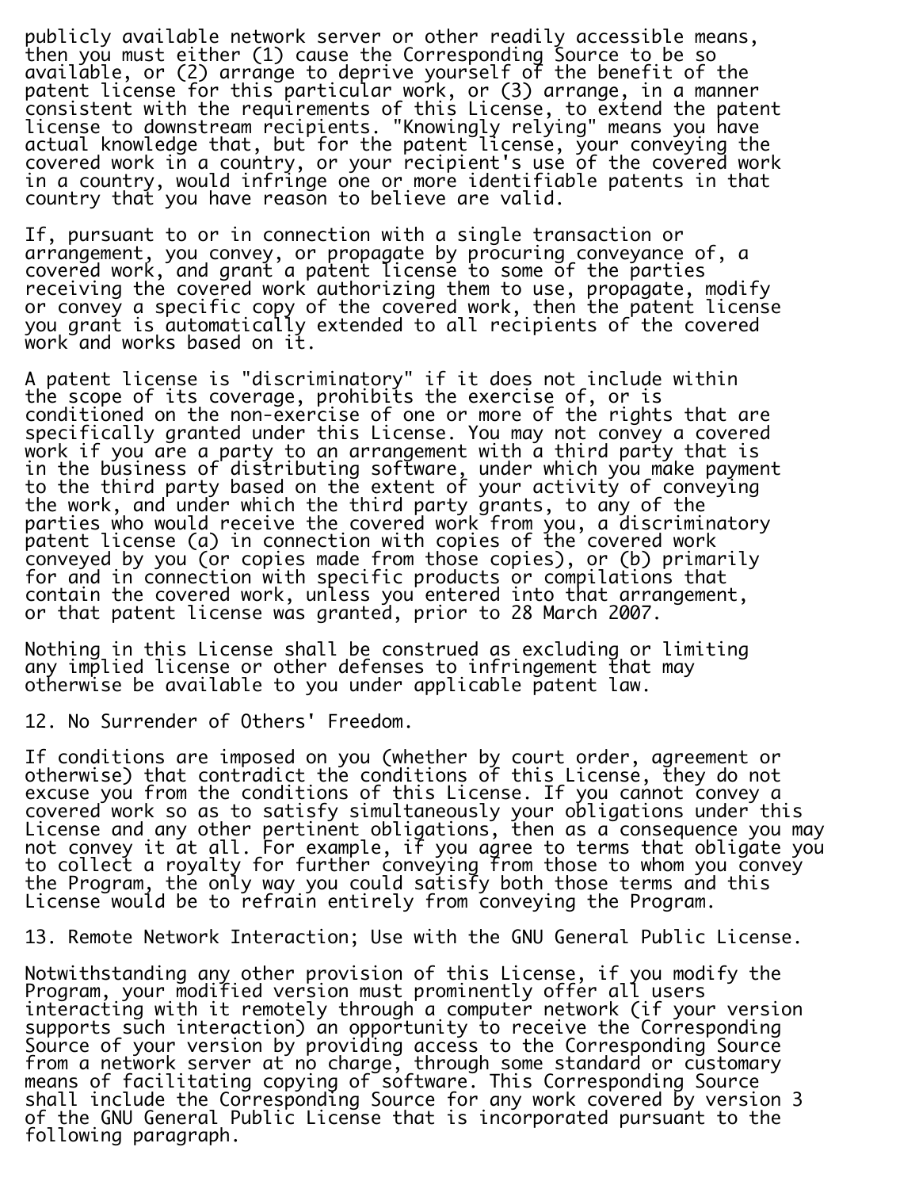publicly available network server or other readily accessible means, then you must either (1) cause the Corresponding Source to be so available, or (2) arrange to deprive yourself of the benefit of the patent license for this particular work, or (3) arrange, in a manner consistent with the requirements of this License, to extend the patent license to downstream recipients. "Knowingly relying" means you have actual knowledge that, but for the patent license, your conveying the covered work in a country, or your recipient's use of the covered work in a country, would infringe one or more identifiable patents in that country that you have reason to believe are valid.

If, pursuant to or in connection with a single transaction or arrangement, you convey, or propagate by procuring conveyance of, a covered work, and grant a patent license to some of the parties receiving the covered work authorizing them to use, propagate, modify or convey a specific copy of the covered work, then the patent license you grant is automatically extended to all recipients of the covered work and works based on it.

A patent license is "discriminatory" if it does not include within the scope of its coverage, prohibits the exercise of, or is conditioned on the non-exercise of one or more of the rights that are specifically granted under this License. You may not convey a covered work if you are a party to an arrangement with a third party that is in the business of distributing software, under which you make payment to the third party based on the extent of your activity of conveying the work, and under which the third party grants, to any of the parties who would receive the covered work from you, a discriminatory patent license (a) in connection with copies of the covered work conveyed by you (or copies made from those copies), or (b) primarily for and in connection with specific products or compilations that contain the covered work, unless you entered into that arrangement, or that patent license was granted, prior to 28 March 2007.

Nothing in this License shall be construed as excluding or limiting any implied license or other defenses to infringement that may otherwise be available to you under applicable patent law.

12. No Surrender of Others' Freedom.

If conditions are imposed on you (whether by court order, agreement or otherwise) that contradict the conditions of this License, they do not excuse you from the conditions of this License. If you cannot convey a covered work so as to satisfy simultaneously your obligations under this License and any other pertinent obligations, then as a consequence you may not convey it at all. For example, if you agree to terms that obligate you to collect a royalty for further conveying from those to whom you convey the Program, the only way you could satisfy both those terms and this License would be to refrain entirely from conveying the Program.

13. Remote Network Interaction; Use with the GNU General Public License.

Notwithstanding any other provision of this License, if you modify the Program, your modified version must prominently offer all users interacting with it remotely through a computer network (if your version supports such interaction) an opportunity to receive the Corresponding Source of your version by providing access to the Corresponding Source from a network server at no charge, through some standard or customary means of facilitating copying of software. This Corresponding Source shall include the Corresponding Source for any work covered by version 3 of the GNU General Public License that is incorporated pursuant to the following paragraph.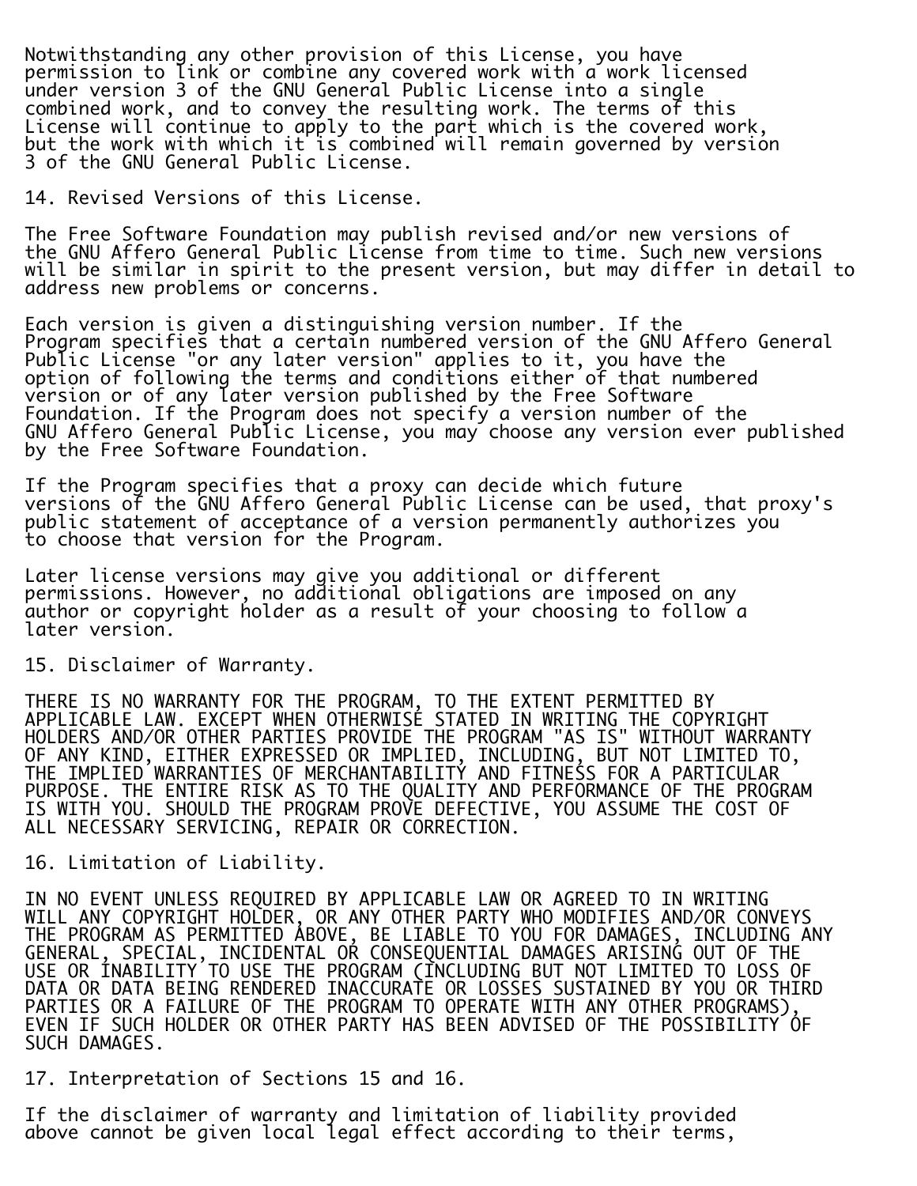Notwithstanding any other provision of this License, you have permission to link or combine any covered work with a work licensed under version 3 of the GNU General Public License into a single combined work, and to convey the resulting work. The terms of this License will continue to apply to the part which is the covered work, but the work with which it is combined will remain governed by version 3 of the GNU General Public License.

14. Revised Versions of this License.

The Free Software Foundation may publish revised and/or new versions of the GNU Affero General Public License from time to time. Such new versions will be similar in spirit to the present version, but may differ in detail to address new problems or concerns.

Each version is given a distinguishing version number. If the Program specifies that a certain numbered version of the GNU Affero General Public License "or any later version" applies to it, you have the option of following the terms and conditions either of that numbered version or of any later version published by the Free Software Foundation. If the Program does not specify a version number of the GNU Affero General Public License, you may choose any version ever published by the Free Software Foundation.

If the Program specifies that a proxy can decide which future versions of the GNU Affero General Public License can be used, that proxy's public statement of acceptance of a version permanently authorizes you to choose that version for the Program.

Later license versions may give you additional or different permissions. However, no additional obligations are imposed on any author or copyright holder as a result of your choosing to follow a later version.

15. Disclaimer of Warranty.

THERE IS NO WARRANTY FOR THE PROGRAM, TO THE EXTENT PERMITTED BY APPLICABLE LAW. EXCEPT WHEN OTHERWISE STATED IN WRITING THE COPYRIGHT HOLDERS AND/OR OTHER PARTIES PROVIDE THE PROGRAM "AS IS" WITHOUT WARRANTY OF ANY KIND, EITHER EXPRESSED OR IMPLIED, INCLUDING, BUT NOT LIMITED TO, THE IMPLIED WARRANTIES OF MERCHANTABILITY AND FITNESS FOR A PARTICULAR PURPOSE. THE ENTIRE RISK AS TO THE QUALITY AND PERFORMANCE OF THE PROGRAM IS WITH YOU. SHOULD THE PROGRAM PROVE DEFECTIVE, YOU ASSUME THE COST OF ALL NECESSARY SERVICING, REPAIR OR CORRECTION.

16. Limitation of Liability.

IN NO EVENT UNLESS REQUIRED BY APPLICABLE LAW OR AGREED TO IN WRITING WILL ANY COPYRIGHT HOLDER, OR ANY OTHER PARTY WHO MODIFIES AND/OR CONVEYS THE PROGRAM AS PERMITTED ABOVE, BE LIABLE TO YOU FOR DAMAGES, INCLUDING ANY GENERAL, SPECIAL, INCIDENTAL OR CONSEQUENTIAL DAMAGES ARISING OUT OF THE USE OR INABILITY TO USE THE PROGRAM (INCLUDING BUT NOT LIMITED TO LOSS OF DATA OR DATA BEING RENDERED INACCURATE OR LOSSES SUSTAINED BY YOU OR THIRD PARTIES OR A FAILURE OF THE PROGRAM TO OPERATE WITH ANY OTHER PROGRAMS), EVEN IF SUCH HOLDER OR OTHER PARTY HAS BEEN ADVISED OF THE POSSIBILITY OF SUCH DAMAGES.

17. Interpretation of Sections 15 and 16.

If the disclaimer of warranty and limitation of liability provided above cannot be given local legal effect according to their terms,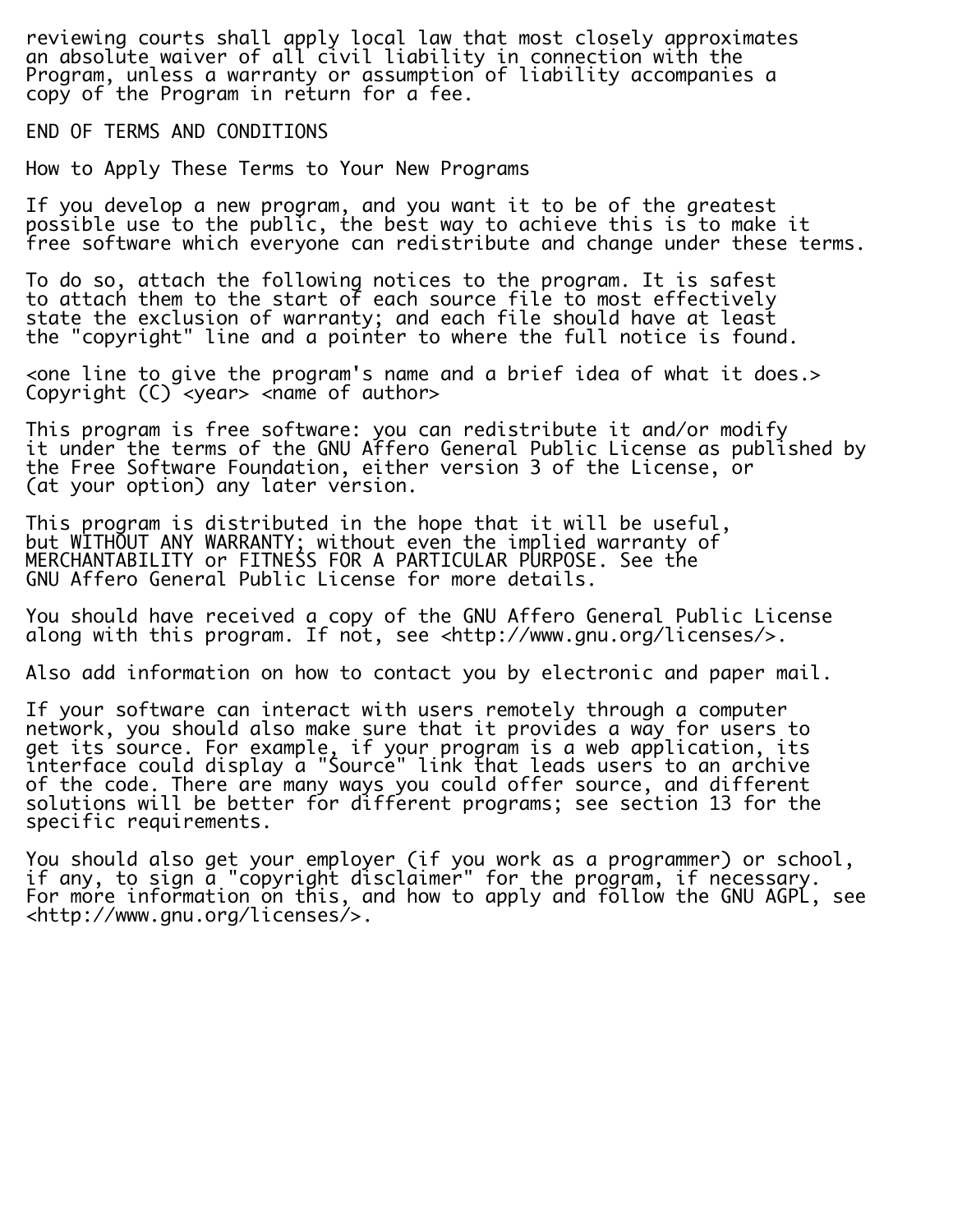reviewing courts shall apply local law that most closely approximates an absolute waiver of all civil liability in connection with the Program, unless a warranty or assumption of liability accompanies a copy of the Program in return for a fee.

END OF TERMS AND CONDITIONS

How to Apply These Terms to Your New Programs

If you develop a new program, and you want it to be of the greatest possible use to the public, the best way to achieve this is to make it free software which everyone can redistribute and change under these terms.

To do so, attach the following notices to the program. It is safest to attach them to the start of each source file to most effectively state the exclusion of warranty; and each file should have at least the "copyright" line and a pointer to where the full notice is found.

<one line to give the program's name and a brief idea of what it does.>
Copyright (C) <year> <name of author>

This program is free software: you can redistribute it and/or modify it under the terms of the GNU Affero General Public License as published by the Free Software Foundation, either version 3 of the License, or (at your option) any later version.

This program is distributed in the hope that it will be useful, but WITHOUT ANY WARRANTY; without even the implied warranty of MERCHANTABILITY or FITNESS FOR A PARTICULAR PURPOSE. See the GNU Affero General Public License for more details.

You should have received a copy of the GNU Affero General Public License along with this program. If not, see <http://www.gnu.org/licenses/>.

Also add information on how to contact you by electronic and paper mail.

If your software can interact with users remotely through a computer network, you should also make sure that it provides a way for users to get its source. For example, if your program is a web application, its interface could display a "Source" link that leads users to an archive of the code. There are many ways you could offer source, and different solutions will be better for different programs; see section 13 for the specific requirements.

You should also get your employer (if you work as a programmer) or school, if any, to sign a "copyright disclaimer" for the program, if necessary. For more information on this, and how to apply and follow the GNU AGPL, see <http://www.gnu.org/licenses/>.